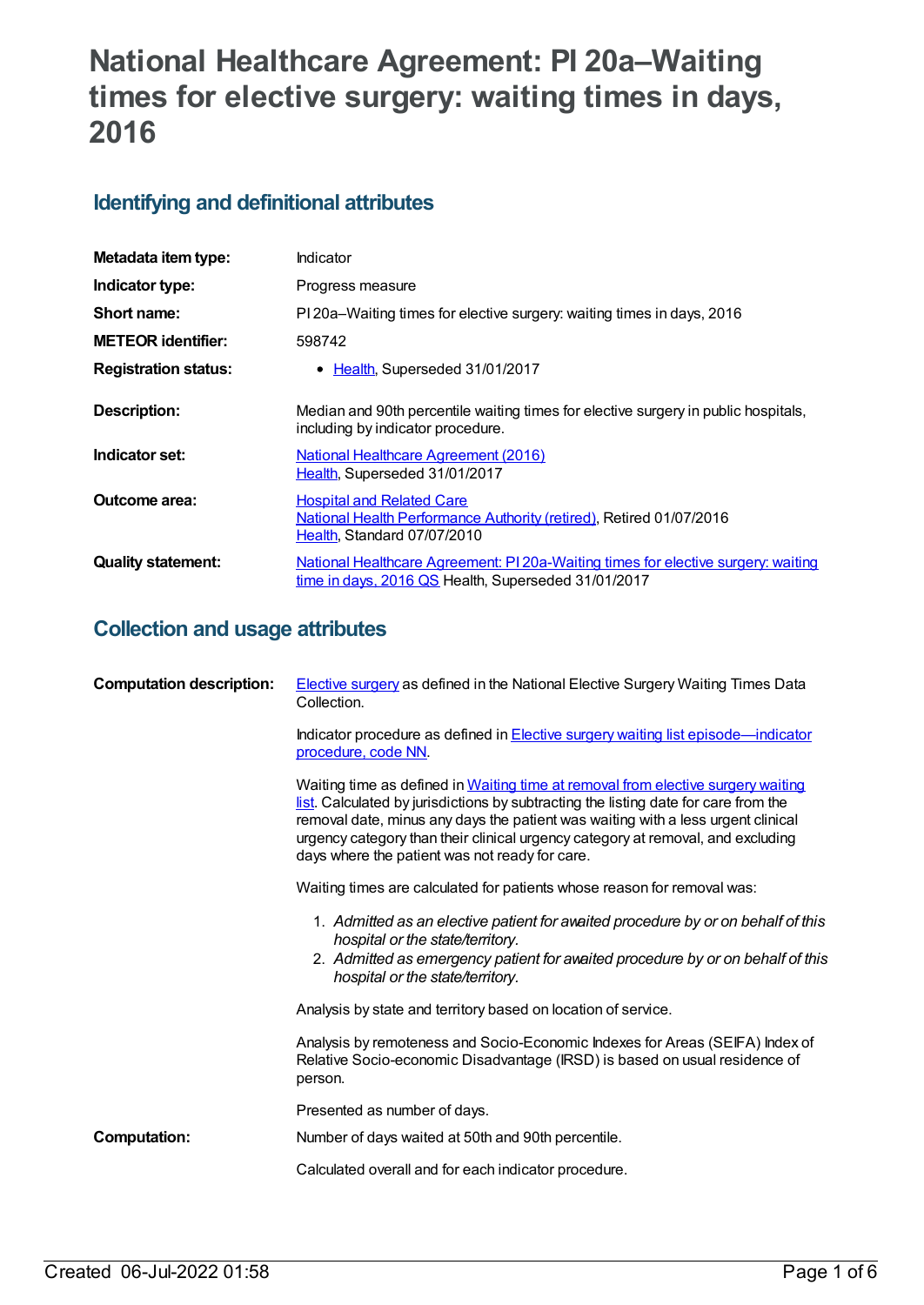# National Healthcare Agreement: PI 20a–Waiting times for elective surgery: waiting times in days, 2016

## Identifying and definitional attributes

| | |
|---|---|
| **Metadata item type:** | Indicator |
| **Indicator type:** | Progress measure |
| **Short name:** | PI 20a–Waiting times for elective surgery: waiting times in days, 2016 |
| **METEOR identifier:** | 598742 |
| **Registration status:** | • Health, Superseded 31/01/2017 |
| **Description:** | Median and 90th percentile waiting times for elective surgery in public hospitals, including by indicator procedure. |
| **Indicator set:** | National Healthcare Agreement (2016) Health, Superseded 31/01/2017 |
| **Outcome area:** | Hospital and Related Care National Health Performance Authority (retired), Retired 01/07/2016 Health, Standard 07/07/2010 |
| **Quality statement:** | National Healthcare Agreement: PI 20a-Waiting times for elective surgery: waiting time in days, 2016 QS Health, Superseded 31/01/2017 |

## Collection and usage attributes

**Computation description:**

Elective surgery as defined in the National Elective Surgery Waiting Times Data Collection.

Indicator procedure as defined in Elective surgery waiting list episode—indicator procedure, code NN.

Waiting time as defined in Waiting time at removal from elective surgery waiting list. Calculated by jurisdictions by subtracting the listing date for care from the removal date, minus any days the patient was waiting with a less urgent clinical urgency category than their clinical urgency category at removal, and excluding days where the patient was not ready for care.

Waiting times are calculated for patients whose reason for removal was:

1. *Admitted as an elective patient for awaited procedure by or on behalf of this hospital or the state/territory.*
2. *Admitted as emergency patient for awaited procedure by or on behalf of this hospital or the state/territory.*

Analysis by state and territory based on location of service.

Analysis by remoteness and Socio-Economic Indexes for Areas (SEIFA) Index of Relative Socio-economic Disadvantage (IRSD) is based on usual residence of person.

Presented as number of days.

**Computation:**

Number of days waited at 50th and 90th percentile.

Calculated overall and for each indicator procedure.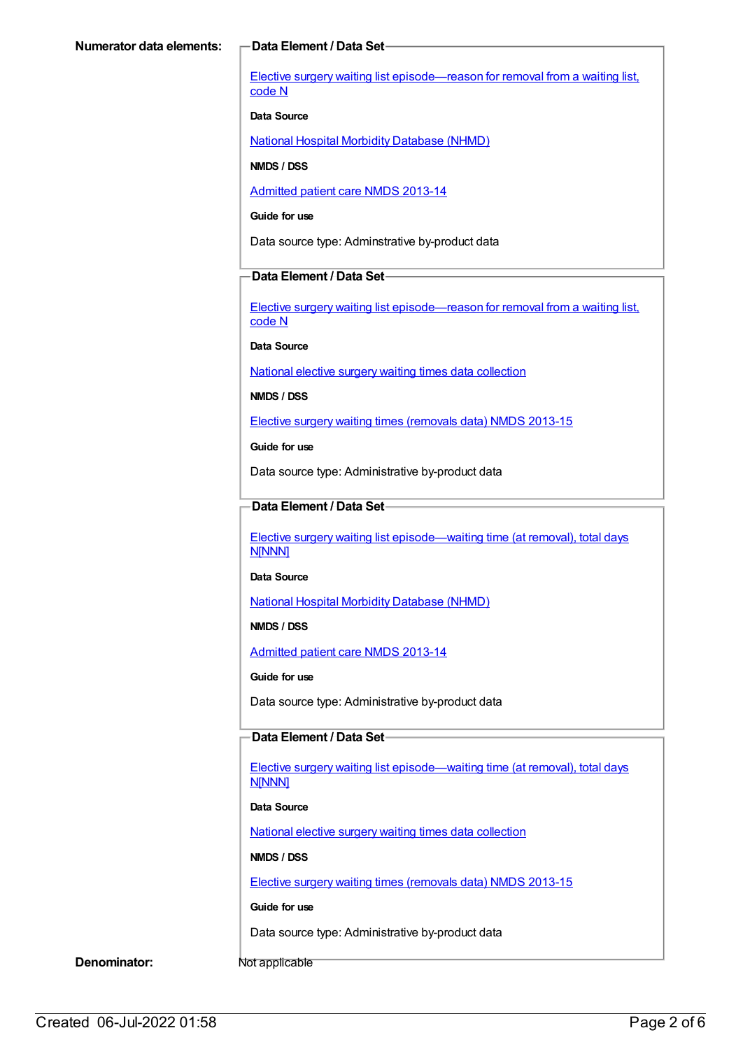**Numerator data elements:**

**Data Element / Data Set**

Elective surgery waiting list episode—reason for removal from a waiting list, code N

**Data Source**

National Hospital Morbidity Database (NHMD)

**NMDS / DSS**

Admitted patient care NMDS 2013-14

**Guide for use**

Data source type: Adminstrative by-product data

**Data Element / Data Set**

Elective surgery waiting list episode—reason for removal from a waiting list, code N

**Data Source**

National elective surgery waiting times data collection

**NMDS / DSS**

Elective surgery waiting times (removals data) NMDS 2013-15

**Guide for use**

Data source type: Administrative by-product data

**Data Element / Data Set**

Elective surgery waiting list episode—waiting time (at removal), total days N[NNN]

**Data Source**

National Hospital Morbidity Database (NHMD)

**NMDS / DSS**

Admitted patient care NMDS 2013-14

**Guide for use**

Data source type: Administrative by-product data

**Data Element / Data Set**

Elective surgery waiting list episode—waiting time (at removal), total days N[NNN]

**Data Source**

National elective surgery waiting times data collection

**NMDS / DSS**

Elective surgery waiting times (removals data) NMDS 2013-15

**Guide for use**

Data source type: Administrative by-product data

**Denominator:** Not applicable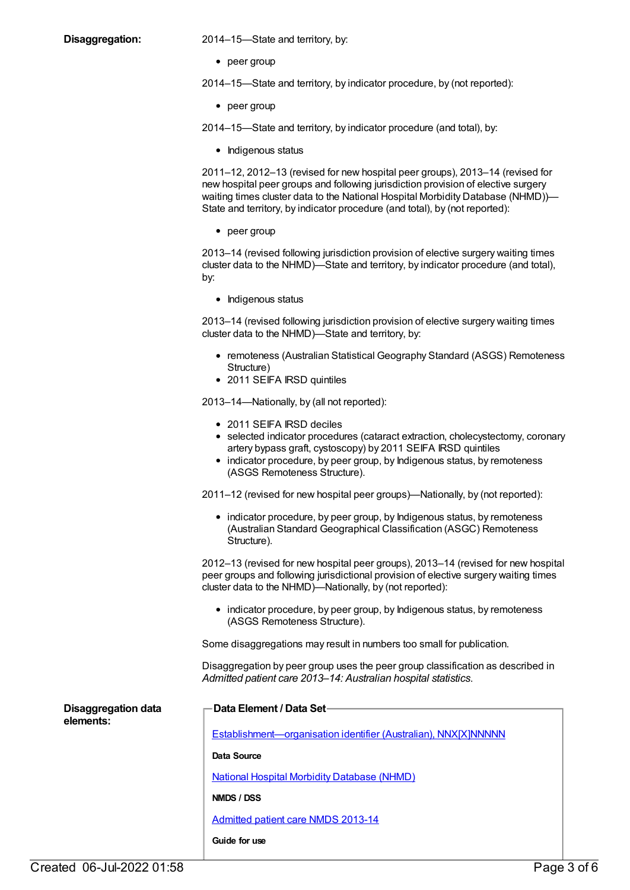**Disaggregation:**

2014–15—State and territory, by:

- peer group

2014–15—State and territory, by indicator procedure, by (not reported):

- peer group

2014–15—State and territory, by indicator procedure (and total), by:

- Indigenous status

2011–12, 2012–13 (revised for new hospital peer groups), 2013–14 (revised for new hospital peer groups and following jurisdiction provision of elective surgery waiting times cluster data to the National Hospital Morbidity Database (NHMD))—State and territory, by indicator procedure (and total), by (not reported):

- peer group

2013–14 (revised following jurisdiction provision of elective surgery waiting times cluster data to the NHMD)—State and territory, by indicator procedure (and total), by:

- Indigenous status

2013–14 (revised following jurisdiction provision of elective surgery waiting times cluster data to the NHMD)—State and territory, by:

- remoteness (Australian Statistical Geography Standard (ASGS) Remoteness Structure)
- 2011 SEIFA IRSD quintiles

2013–14—Nationally, by (all not reported):

- 2011 SEIFA IRSD deciles
- selected indicator procedures (cataract extraction, cholecystectomy, coronary artery bypass graft, cystoscopy) by 2011 SEIFA IRSD quintiles
- indicator procedure, by peer group, by Indigenous status, by remoteness (ASGS Remoteness Structure).

2011–12 (revised for new hospital peer groups)—Nationally, by (not reported):

- indicator procedure, by peer group, by Indigenous status, by remoteness (Australian Standard Geographical Classification (ASGC) Remoteness Structure).

2012–13 (revised for new hospital peer groups), 2013–14 (revised for new hospital peer groups and following jurisdictional provision of elective surgery waiting times cluster data to the NHMD)—Nationally, by (not reported):

- indicator procedure, by peer group, by Indigenous status, by remoteness (ASGS Remoteness Structure).

Some disaggregations may result in numbers too small for publication.

Disaggregation by peer group uses the peer group classification as described in *Admitted patient care 2013–14: Australian hospital statistics*.

**Disaggregation data elements:**

**Data Element / Data Set**

Establishment—organisation identifier (Australian), NNX[X]NNNNN

**Data Source**

National Hospital Morbidity Database (NHMD)

**NMDS / DSS**

Admitted patient care NMDS 2013-14

**Guide for use**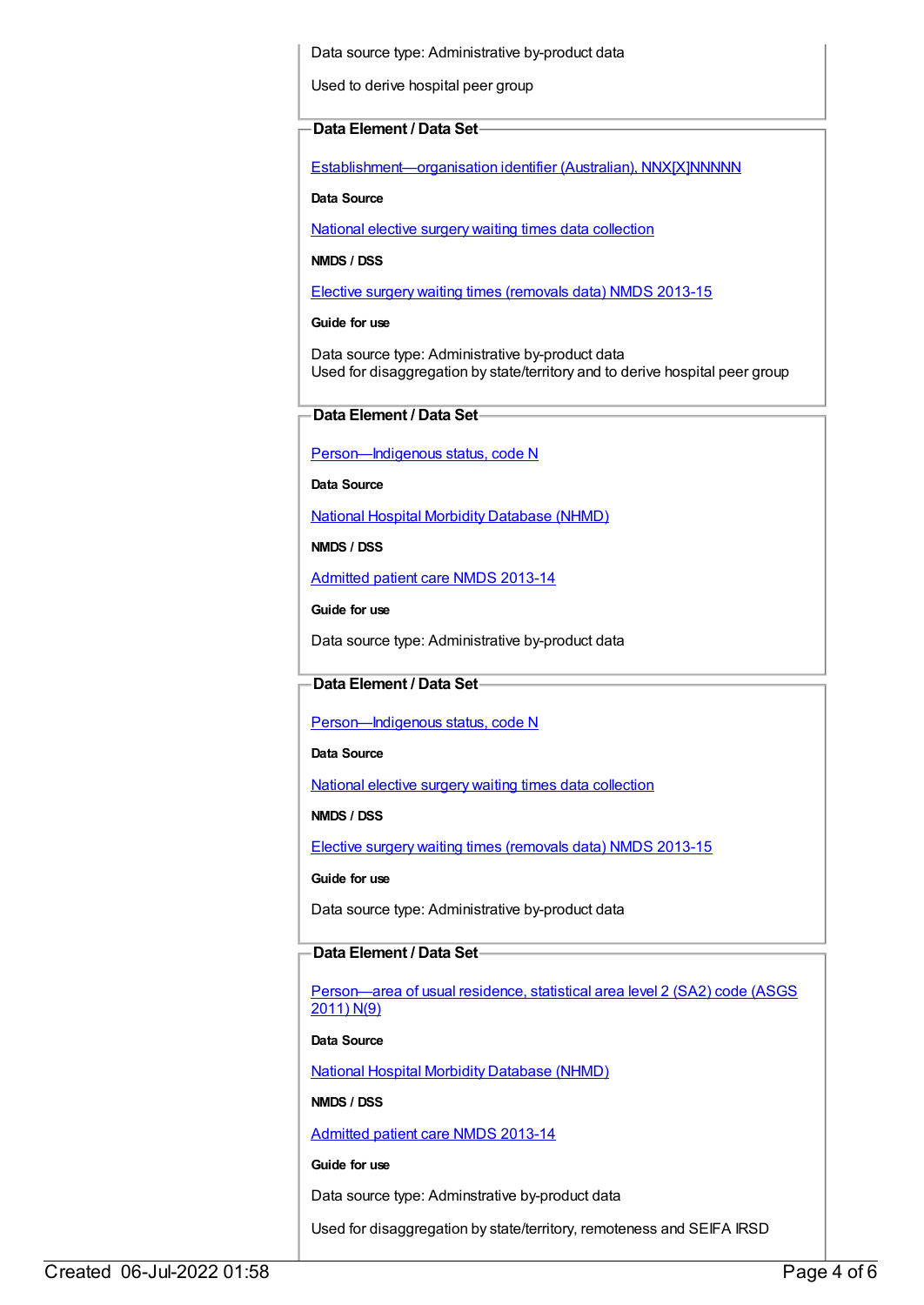Data source type: Administrative by-product data

Used to derive hospital peer group

**Data Element / Data Set**

Establishment—organisation identifier (Australian), NNX[X]NNNNN

**Data Source**

National elective surgery waiting times data collection

**NMDS / DSS**

Elective surgery waiting times (removals data) NMDS 2013-15

**Guide for use**

Data source type: Administrative by-product data
Used for disaggregation by state/territory and to derive hospital peer group

**Data Element / Data Set**

Person—Indigenous status, code N

**Data Source**

National Hospital Morbidity Database (NHMD)

**NMDS / DSS**

Admitted patient care NMDS 2013-14

**Guide for use**

Data source type: Administrative by-product data

**Data Element / Data Set**

Person—Indigenous status, code N

**Data Source**

National elective surgery waiting times data collection

**NMDS / DSS**

Elective surgery waiting times (removals data) NMDS 2013-15

**Guide for use**

Data source type: Administrative by-product data

**Data Element / Data Set**

Person—area of usual residence, statistical area level 2 (SA2) code (ASGS 2011) N(9)

**Data Source**

National Hospital Morbidity Database (NHMD)

**NMDS / DSS**

Admitted patient care NMDS 2013-14

**Guide for use**

Data source type: Adminstrative by-product data

Used for disaggregation by state/territory, remoteness and SEIFA IRSD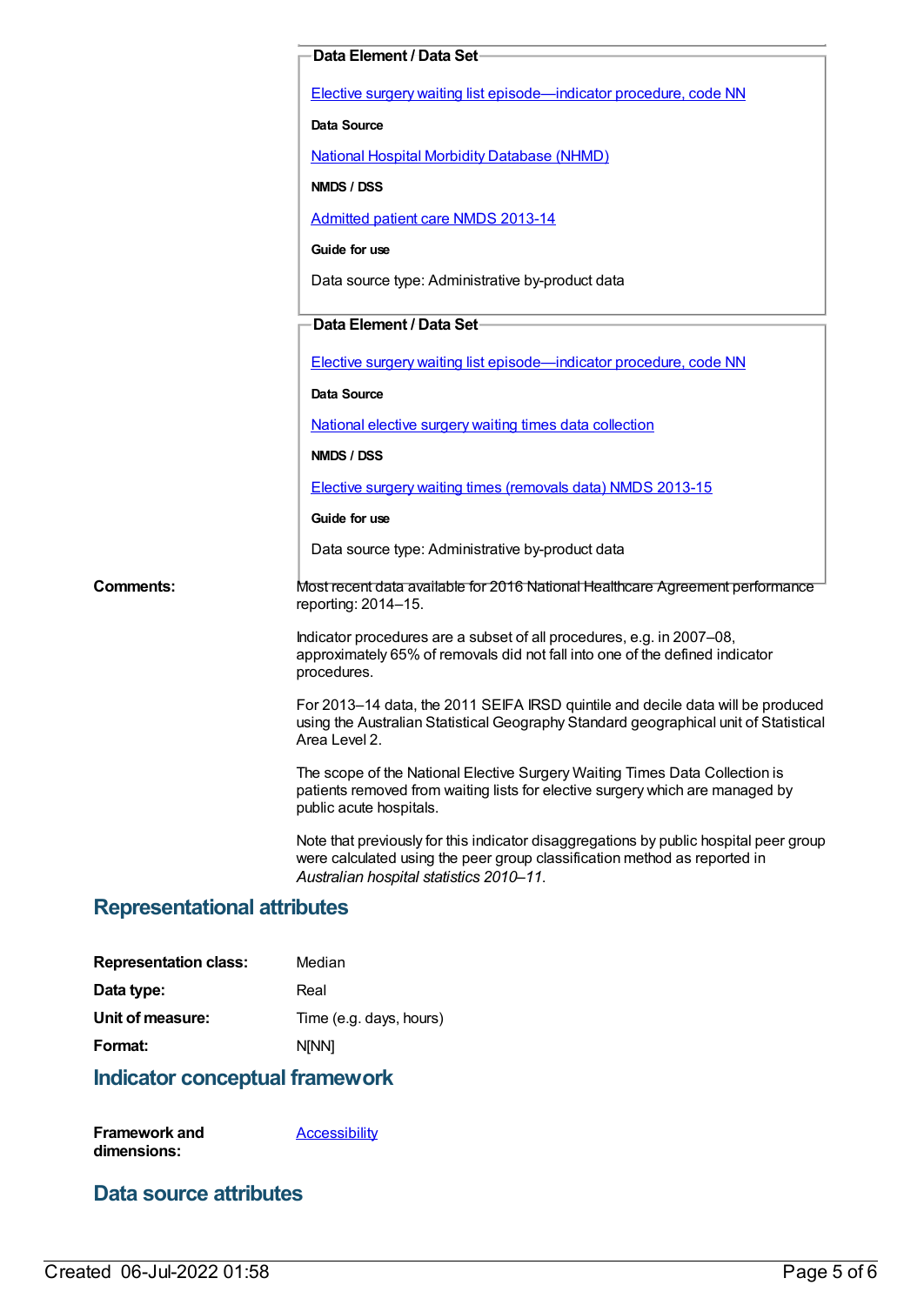**Data Element / Data Set**

[Elective surgery waiting list episode—indicator procedure, code NN]

**Data Source**

[National Hospital Morbidity Database (NHMD)]

**NMDS / DSS**

[Admitted patient care NMDS 2013-14]

**Guide for use**

Data source type: Administrative by-product data

**Data Element / Data Set**

[Elective surgery waiting list episode—indicator procedure, code NN]

**Data Source**

[National elective surgery waiting times data collection]

**NMDS / DSS**

[Elective surgery waiting times (removals data) NMDS 2013-15]

**Guide for use**

Data source type: Administrative by-product data

**Comments:** Most recent data available for 2016 National Healthcare Agreement performance reporting: 2014–15.

Indicator procedures are a subset of all procedures, e.g. in 2007–08, approximately 65% of removals did not fall into one of the defined indicator procedures.

For 2013–14 data, the 2011 SEIFA IRSD quintile and decile data will be produced using the Australian Statistical Geography Standard geographical unit of Statistical Area Level 2.

The scope of the National Elective Surgery Waiting Times Data Collection is patients removed from waiting lists for elective surgery which are managed by public acute hospitals.

Note that previously for this indicator disaggregations by public hospital peer group were calculated using the peer group classification method as reported in *Australian hospital statistics 2010–11*.

## Representational attributes

**Representation class:** Median

**Data type:** Real

**Unit of measure:** Time (e.g. days, hours)

**Format:** N[NN]

## Indicator conceptual framework

**Framework and dimensions:** [Accessibility]

## Data source attributes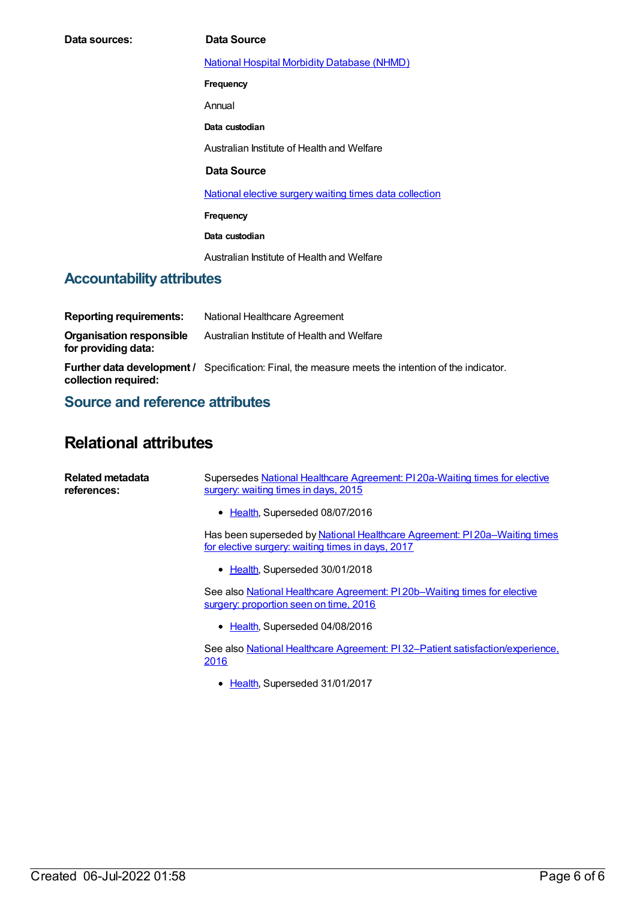**Data sources:**

**Data Source**

[National Hospital Morbidity Database (NHMD)]

**Frequency**

Annual

**Data custodian**

Australian Institute of Health and Welfare

**Data Source**

[National elective surgery waiting times data collection]

**Frequency**

**Data custodian**

Australian Institute of Health and Welfare

## Accountability attributes

**Reporting requirements:** National Healthcare Agreement

**Organisation responsible for providing data:** Australian Institute of Health and Welfare

**Further data development / collection required:** Specification: Final, the measure meets the intention of the indicator.

## Source and reference attributes

# Relational attributes

**Related metadata references:**

Supersedes National Healthcare Agreement: PI 20a-Waiting times for elective surgery: waiting times in days, 2015

- Health, Superseded 08/07/2016

Has been superseded by National Healthcare Agreement: PI 20a–Waiting times for elective surgery: waiting times in days, 2017

- Health, Superseded 30/01/2018

See also National Healthcare Agreement: PI 20b–Waiting times for elective surgery: proportion seen on time, 2016

- Health, Superseded 04/08/2016

See also National Healthcare Agreement: PI 32–Patient satisfaction/experience, 2016

- Health, Superseded 31/01/2017